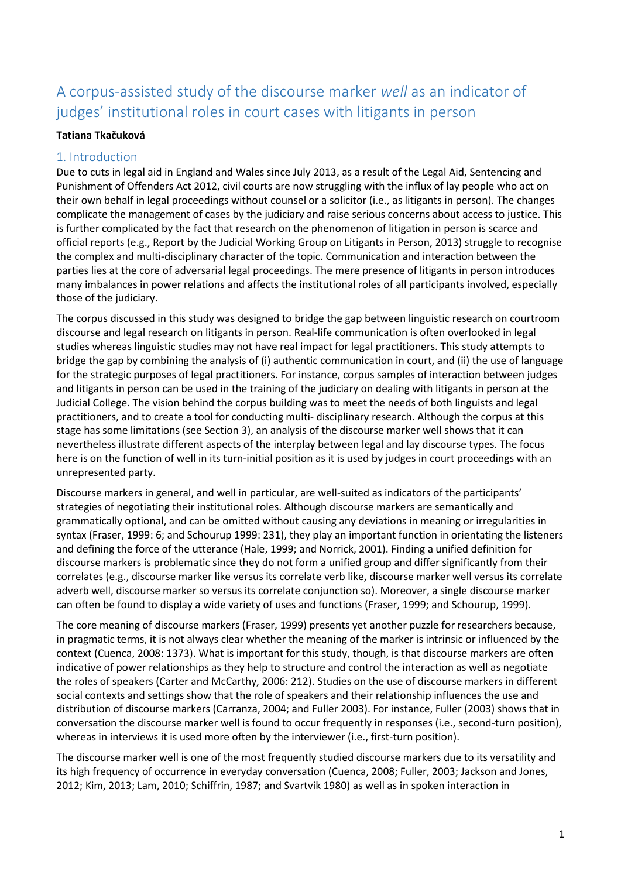# A corpus-assisted study of the discourse marker *well* as an indicator of judges' institutional roles in court cases with litigants in person

**Tatiana Tkačuková**

## 1. Introduction

Due to cuts in legal aid in England and Wales since July 2013, as a result of the Legal Aid, Sentencing and Punishment of Offenders Act 2012, civil courts are now struggling with the influx of lay people who act on their own behalf in legal proceedings without counsel or a solicitor (i.e., as litigants in person). The changes complicate the management of cases by the judiciary and raise serious concerns about access to justice. This is further complicated by the fact that research on the phenomenon of litigation in person is scarce and official reports (e.g., Report by the Judicial Working Group on Litigants in Person, 2013) struggle to recognise the complex and multi-disciplinary character of the topic. Communication and interaction between the parties lies at the core of adversarial legal proceedings. The mere presence of litigants in person introduces many imbalances in power relations and affects the institutional roles of all participants involved, especially those of the judiciary.

The corpus discussed in this study was designed to bridge the gap between linguistic research on courtroom discourse and legal research on litigants in person. Real-life communication is often overlooked in legal studies whereas linguistic studies may not have real impact for legal practitioners. This study attempts to bridge the gap by combining the analysis of (i) authentic communication in court, and (ii) the use of language for the strategic purposes of legal practitioners. For instance, corpus samples of interaction between judges and litigants in person can be used in the training of the judiciary on dealing with litigants in person at the Judicial College. The vision behind the corpus building was to meet the needs of both linguists and legal practitioners, and to create a tool for conducting multi- disciplinary research. Although the corpus at this stage has some limitations (see Section 3), an analysis of the discourse marker well shows that it can nevertheless illustrate different aspects of the interplay between legal and lay discourse types. The focus here is on the function of well in its turn-initial position as it is used by judges in court proceedings with an unrepresented party.

Discourse markers in general, and well in particular, are well-suited as indicators of the participants' strategies of negotiating their institutional roles. Although discourse markers are semantically and grammatically optional, and can be omitted without causing any deviations in meaning or irregularities in syntax (Fraser, 1999: 6; and Schourup 1999: 231), they play an important function in orientating the listeners and defining the force of the utterance (Hale, 1999; and Norrick, 2001). Finding a unified definition for discourse markers is problematic since they do not form a unified group and differ significantly from their correlates (e.g., discourse marker like versus its correlate verb like, discourse marker well versus its correlate adverb well, discourse marker so versus its correlate conjunction so). Moreover, a single discourse marker can often be found to display a wide variety of uses and functions (Fraser, 1999; and Schourup, 1999).

The core meaning of discourse markers (Fraser, 1999) presents yet another puzzle for researchers because, in pragmatic terms, it is not always clear whether the meaning of the marker is intrinsic or influenced by the context (Cuenca, 2008: 1373). What is important for this study, though, is that discourse markers are often indicative of power relationships as they help to structure and control the interaction as well as negotiate the roles of speakers (Carter and McCarthy, 2006: 212). Studies on the use of discourse markers in different social contexts and settings show that the role of speakers and their relationship influences the use and distribution of discourse markers (Carranza, 2004; and Fuller 2003). For instance, Fuller (2003) shows that in conversation the discourse marker well is found to occur frequently in responses (i.e., second-turn position), whereas in interviews it is used more often by the interviewer (i.e., first-turn position).

The discourse marker well is one of the most frequently studied discourse markers due to its versatility and its high frequency of occurrence in everyday conversation (Cuenca, 2008; Fuller, 2003; Jackson and Jones, 2012; Kim, 2013; Lam, 2010; Schiffrin, 1987; and Svartvik 1980) as well as in spoken interaction in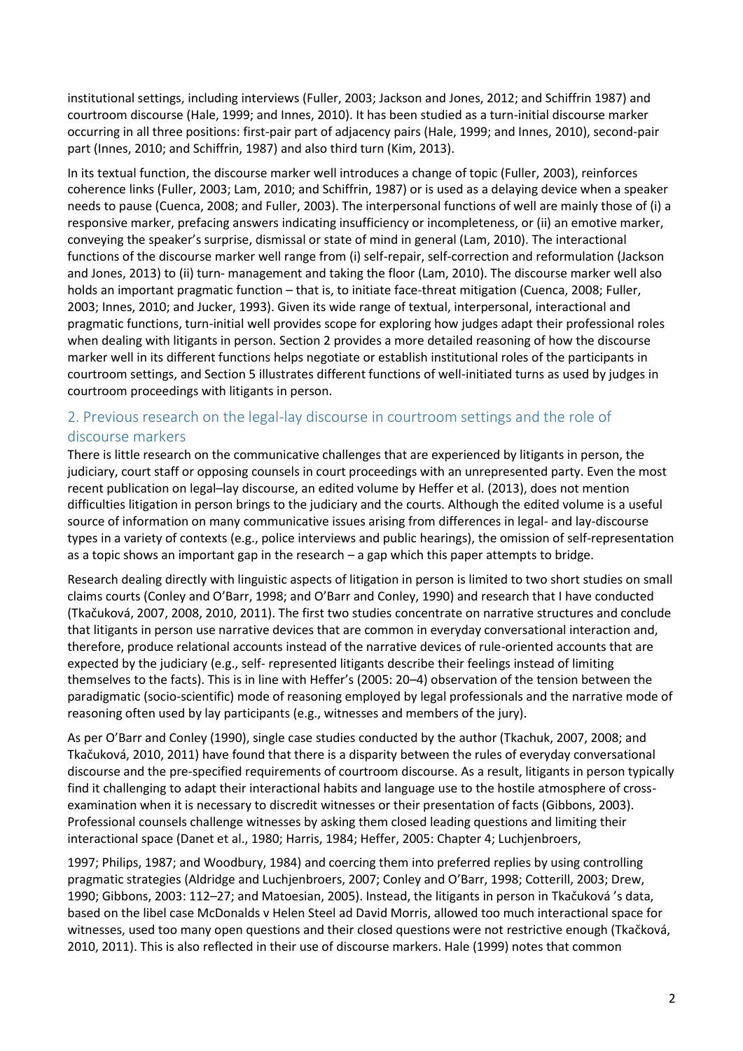institutional settings, including interviews (Fuller, 2003; Jackson and Jones, 2012; and Schiffrin 1987) and courtroom discourse (Hale, 1999; and Innes, 2010). It has been studied as a turn-initial discourse marker occurring in all three positions: first-pair part of adjacency pairs (Hale, 1999; and Innes, 2010), second-pair part (Innes, 2010; and Schiffrin, 1987) and also third turn (Kim, 2013).

In its textual function, the discourse marker well introduces a change of topic (Fuller, 2003), reinforces coherence links (Fuller, 2003; Lam, 2010; and Schiffrin, 1987) or is used as a delaying device when a speaker needs to pause (Cuenca, 2008; and Fuller, 2003). The interpersonal functions of well are mainly those of (i) a responsive marker, prefacing answers indicating insufficiency or incompleteness, or (ii) an emotive marker, conveying the speaker's surprise, dismissal or state of mind in general (Lam, 2010). The interactional functions of the discourse marker well range from (i) self-repair, self-correction and reformulation (Jackson and Jones, 2013) to (ii) turn- management and taking the floor (Lam, 2010). The discourse marker well also holds an important pragmatic function – that is, to initiate face-threat mitigation (Cuenca, 2008; Fuller, 2003; Innes, 2010; and Jucker, 1993). Given its wide range of textual, interpersonal, interactional and pragmatic functions, turn-initial well provides scope for exploring how judges adapt their professional roles when dealing with litigants in person. Section 2 provides a more detailed reasoning of how the discourse marker well in its different functions helps negotiate or establish institutional roles of the participants in courtroom settings, and Section 5 illustrates different functions of well-initiated turns as used by judges in courtroom proceedings with litigants in person.

## 2. Previous research on the legal-lay discourse in courtroom settings and the role of discourse markers

There is little research on the communicative challenges that are experienced by litigants in person, the judiciary, court staff or opposing counsels in court proceedings with an unrepresented party. Even the most recent publication on legal–lay discourse, an edited volume by Heffer et al. (2013), does not mention difficulties litigation in person brings to the judiciary and the courts. Although the edited volume is a useful source of information on many communicative issues arising from differences in legal- and lay-discourse types in a variety of contexts (e.g., police interviews and public hearings), the omission of self-representation as a topic shows an important gap in the research – a gap which this paper attempts to bridge.

Research dealing directly with linguistic aspects of litigation in person is limited to two short studies on small claims courts (Conley and O'Barr, 1998; and O'Barr and Conley, 1990) and research that I have conducted (Tkačuková, 2007, 2008, 2010, 2011). The first two studies concentrate on narrative structures and conclude that litigants in person use narrative devices that are common in everyday conversational interaction and, therefore, produce relational accounts instead of the narrative devices of rule-oriented accounts that are expected by the judiciary (e.g., self- represented litigants describe their feelings instead of limiting themselves to the facts). This is in line with Heffer's (2005: 20–4) observation of the tension between the paradigmatic (socio-scientific) mode of reasoning employed by legal professionals and the narrative mode of reasoning often used by lay participants (e.g., witnesses and members of the jury).

As per O'Barr and Conley (1990), single case studies conducted by the author (Tkachuk, 2007, 2008; and Tkačuková, 2010, 2011) have found that there is a disparity between the rules of everyday conversational discourse and the pre-specified requirements of courtroom discourse. As a result, litigants in person typically find it challenging to adapt their interactional habits and language use to the hostile atmosphere of cross-examination when it is necessary to discredit witnesses or their presentation of facts (Gibbons, 2003). Professional counsels challenge witnesses by asking them closed leading questions and limiting their interactional space (Danet et al., 1980; Harris, 1984; Heffer, 2005: Chapter 4; Luchjenbroers, 1997; Philips, 1987; and Woodbury, 1984) and coercing them into preferred replies by using controlling pragmatic strategies (Aldridge and Luchjenbroers, 2007; Conley and O'Barr, 1998; Cotterill, 2003; Drew, 1990; Gibbons, 2003: 112–27; and Matoesian, 2005). Instead, the litigants in person in Tkačuková 's data, based on the libel case McDonalds v Helen Steel ad David Morris, allowed too much interactional space for witnesses, used too many open questions and their closed questions were not restrictive enough (Tkačková, 2010, 2011). This is also reflected in their use of discourse markers. Hale (1999) notes that common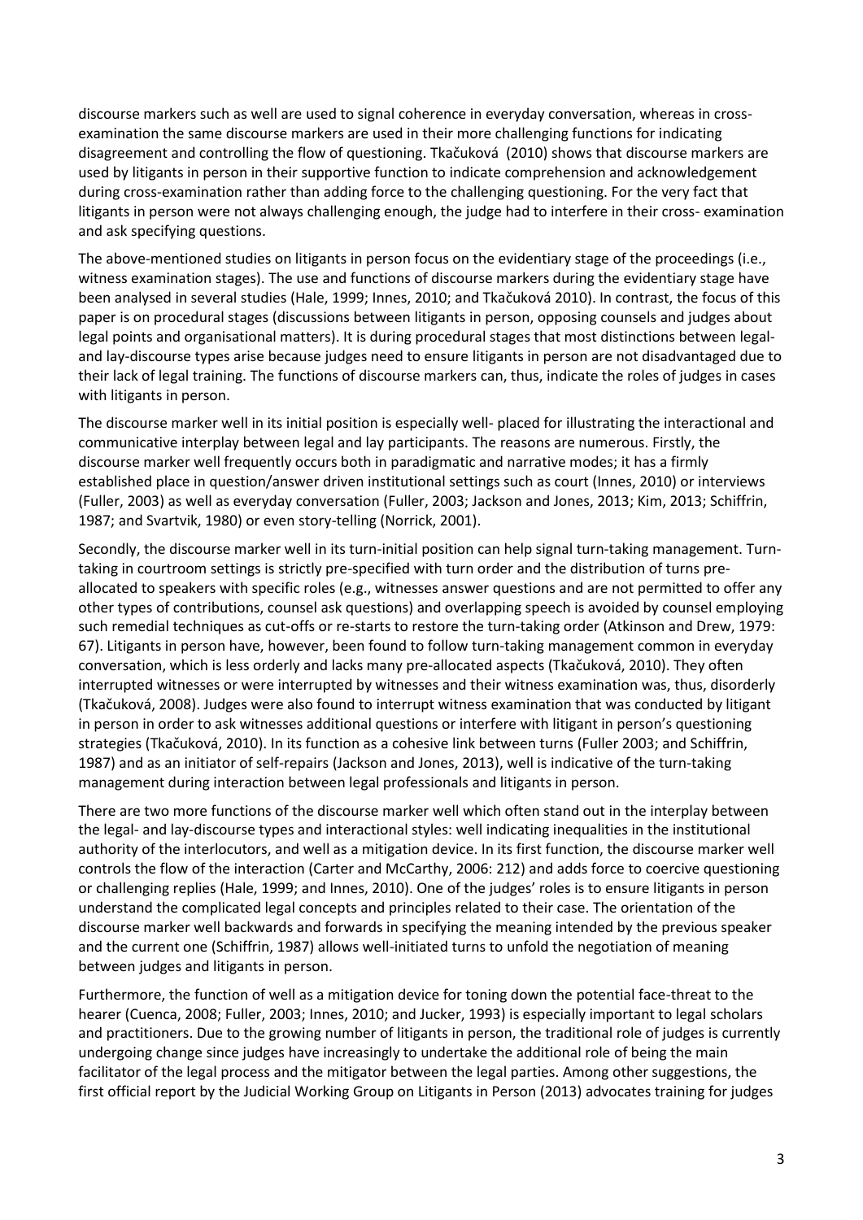discourse markers such as well are used to signal coherence in everyday conversation, whereas in cross-examination the same discourse markers are used in their more challenging functions for indicating disagreement and controlling the flow of questioning. Tkačuková (2010) shows that discourse markers are used by litigants in person in their supportive function to indicate comprehension and acknowledgement during cross-examination rather than adding force to the challenging questioning. For the very fact that litigants in person were not always challenging enough, the judge had to interfere in their cross- examination and ask specifying questions.

The above-mentioned studies on litigants in person focus on the evidentiary stage of the proceedings (i.e., witness examination stages). The use and functions of discourse markers during the evidentiary stage have been analysed in several studies (Hale, 1999; Innes, 2010; and Tkačuková 2010). In contrast, the focus of this paper is on procedural stages (discussions between litigants in person, opposing counsels and judges about legal points and organisational matters). It is during procedural stages that most distinctions between legal- and lay-discourse types arise because judges need to ensure litigants in person are not disadvantaged due to their lack of legal training. The functions of discourse markers can, thus, indicate the roles of judges in cases with litigants in person.

The discourse marker well in its initial position is especially well- placed for illustrating the interactional and communicative interplay between legal and lay participants. The reasons are numerous. Firstly, the discourse marker well frequently occurs both in paradigmatic and narrative modes; it has a firmly established place in question/answer driven institutional settings such as court (Innes, 2010) or interviews (Fuller, 2003) as well as everyday conversation (Fuller, 2003; Jackson and Jones, 2013; Kim, 2013; Schiffrin, 1987; and Svartvik, 1980) or even story-telling (Norrick, 2001).

Secondly, the discourse marker well in its turn-initial position can help signal turn-taking management. Turn-taking in courtroom settings is strictly pre-specified with turn order and the distribution of turns pre-allocated to speakers with specific roles (e.g., witnesses answer questions and are not permitted to offer any other types of contributions, counsel ask questions) and overlapping speech is avoided by counsel employing such remedial techniques as cut-offs or re-starts to restore the turn-taking order (Atkinson and Drew, 1979: 67). Litigants in person have, however, been found to follow turn-taking management common in everyday conversation, which is less orderly and lacks many pre-allocated aspects (Tkačuková, 2010). They often interrupted witnesses or were interrupted by witnesses and their witness examination was, thus, disorderly (Tkačuková, 2008). Judges were also found to interrupt witness examination that was conducted by litigant in person in order to ask witnesses additional questions or interfere with litigant in person's questioning strategies (Tkačuková, 2010). In its function as a cohesive link between turns (Fuller 2003; and Schiffrin, 1987) and as an initiator of self-repairs (Jackson and Jones, 2013), well is indicative of the turn-taking management during interaction between legal professionals and litigants in person.

There are two more functions of the discourse marker well which often stand out in the interplay between the legal- and lay-discourse types and interactional styles: well indicating inequalities in the institutional authority of the interlocutors, and well as a mitigation device. In its first function, the discourse marker well controls the flow of the interaction (Carter and McCarthy, 2006: 212) and adds force to coercive questioning or challenging replies (Hale, 1999; and Innes, 2010). One of the judges' roles is to ensure litigants in person understand the complicated legal concepts and principles related to their case. The orientation of the discourse marker well backwards and forwards in specifying the meaning intended by the previous speaker and the current one (Schiffrin, 1987) allows well-initiated turns to unfold the negotiation of meaning between judges and litigants in person.

Furthermore, the function of well as a mitigation device for toning down the potential face-threat to the hearer (Cuenca, 2008; Fuller, 2003; Innes, 2010; and Jucker, 1993) is especially important to legal scholars and practitioners. Due to the growing number of litigants in person, the traditional role of judges is currently undergoing change since judges have increasingly to undertake the additional role of being the main facilitator of the legal process and the mitigator between the legal parties. Among other suggestions, the first official report by the Judicial Working Group on Litigants in Person (2013) advocates training for judges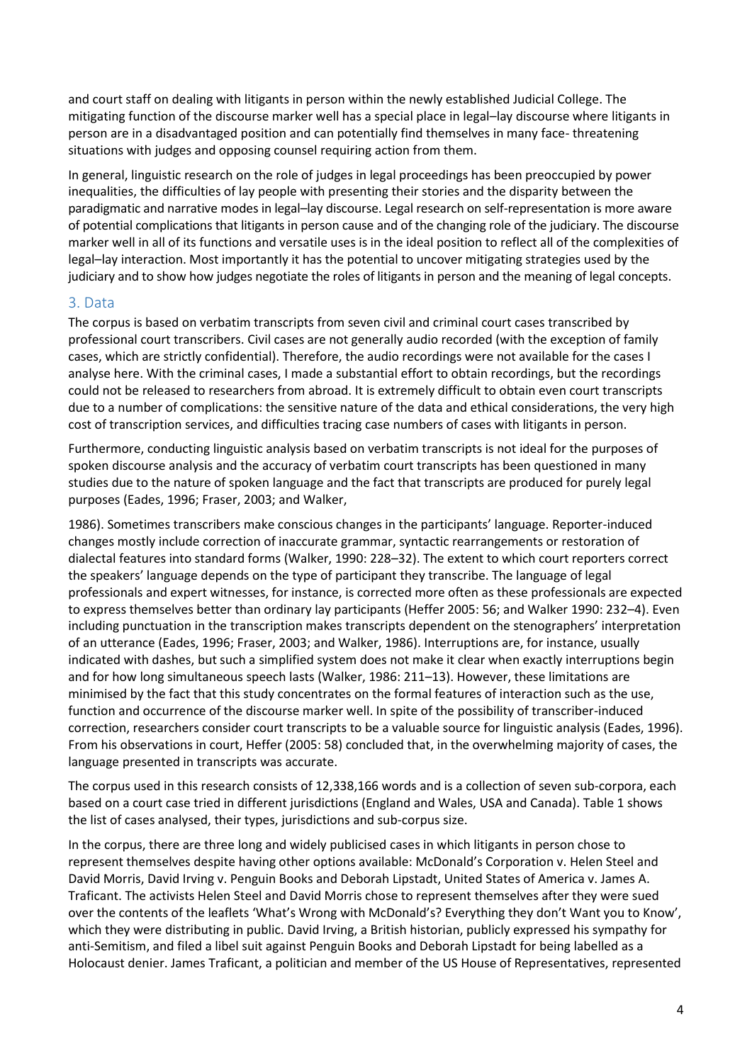and court staff on dealing with litigants in person within the newly established Judicial College. The mitigating function of the discourse marker well has a special place in legal–lay discourse where litigants in person are in a disadvantaged position and can potentially find themselves in many face- threatening situations with judges and opposing counsel requiring action from them.

In general, linguistic research on the role of judges in legal proceedings has been preoccupied by power inequalities, the difficulties of lay people with presenting their stories and the disparity between the paradigmatic and narrative modes in legal–lay discourse. Legal research on self-representation is more aware of potential complications that litigants in person cause and of the changing role of the judiciary. The discourse marker well in all of its functions and versatile uses is in the ideal position to reflect all of the complexities of legal–lay interaction. Most importantly it has the potential to uncover mitigating strategies used by the judiciary and to show how judges negotiate the roles of litigants in person and the meaning of legal concepts.

## 3. Data

The corpus is based on verbatim transcripts from seven civil and criminal court cases transcribed by professional court transcribers. Civil cases are not generally audio recorded (with the exception of family cases, which are strictly confidential). Therefore, the audio recordings were not available for the cases I analyse here. With the criminal cases, I made a substantial effort to obtain recordings, but the recordings could not be released to researchers from abroad. It is extremely difficult to obtain even court transcripts due to a number of complications: the sensitive nature of the data and ethical considerations, the very high cost of transcription services, and difficulties tracing case numbers of cases with litigants in person.

Furthermore, conducting linguistic analysis based on verbatim transcripts is not ideal for the purposes of spoken discourse analysis and the accuracy of verbatim court transcripts has been questioned in many studies due to the nature of spoken language and the fact that transcripts are produced for purely legal purposes (Eades, 1996; Fraser, 2003; and Walker,

1986). Sometimes transcribers make conscious changes in the participants' language. Reporter-induced changes mostly include correction of inaccurate grammar, syntactic rearrangements or restoration of dialectal features into standard forms (Walker, 1990: 228–32). The extent to which court reporters correct the speakers' language depends on the type of participant they transcribe. The language of legal professionals and expert witnesses, for instance, is corrected more often as these professionals are expected to express themselves better than ordinary lay participants (Heffer 2005: 56; and Walker 1990: 232–4). Even including punctuation in the transcription makes transcripts dependent on the stenographers' interpretation of an utterance (Eades, 1996; Fraser, 2003; and Walker, 1986). Interruptions are, for instance, usually indicated with dashes, but such a simplified system does not make it clear when exactly interruptions begin and for how long simultaneous speech lasts (Walker, 1986: 211–13). However, these limitations are minimised by the fact that this study concentrates on the formal features of interaction such as the use, function and occurrence of the discourse marker well. In spite of the possibility of transcriber-induced correction, researchers consider court transcripts to be a valuable source for linguistic analysis (Eades, 1996). From his observations in court, Heffer (2005: 58) concluded that, in the overwhelming majority of cases, the language presented in transcripts was accurate.

The corpus used in this research consists of 12,338,166 words and is a collection of seven sub-corpora, each based on a court case tried in different jurisdictions (England and Wales, USA and Canada). Table 1 shows the list of cases analysed, their types, jurisdictions and sub-corpus size.

In the corpus, there are three long and widely publicised cases in which litigants in person chose to represent themselves despite having other options available: McDonald's Corporation v. Helen Steel and David Morris, David Irving v. Penguin Books and Deborah Lipstadt, United States of America v. James A. Traficant. The activists Helen Steel and David Morris chose to represent themselves after they were sued over the contents of the leaflets 'What's Wrong with McDonald's? Everything they don't Want you to Know', which they were distributing in public. David Irving, a British historian, publicly expressed his sympathy for anti-Semitism, and filed a libel suit against Penguin Books and Deborah Lipstadt for being labelled as a Holocaust denier. James Traficant, a politician and member of the US House of Representatives, represented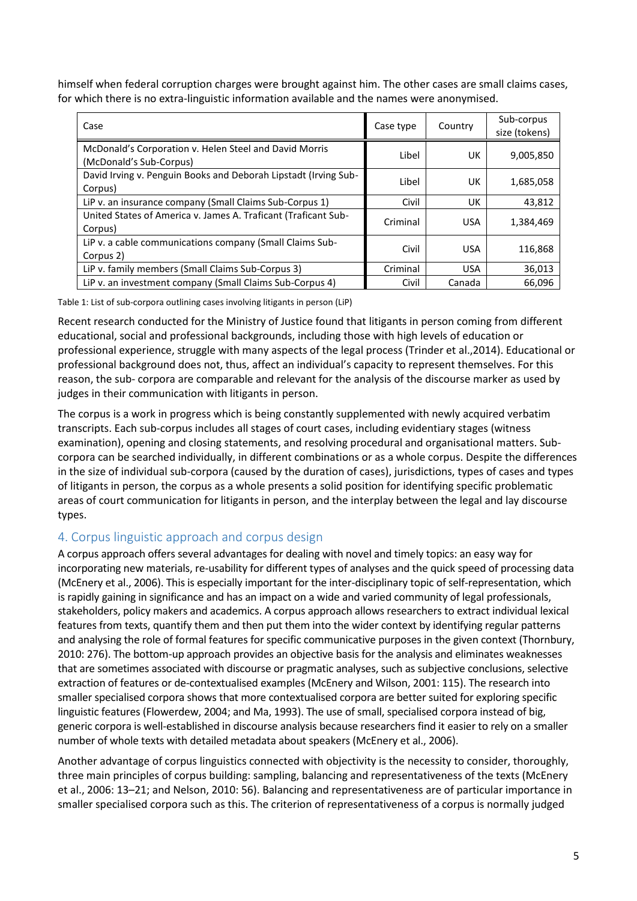himself when federal corruption charges were brought against him. The other cases are small claims cases, for which there is no extra-linguistic information available and the names were anonymised.

| Case | Case type | Country | Sub-corpus size (tokens) |
| --- | --- | --- | --- |
| McDonald's Corporation v. Helen Steel and David Morris (McDonald's Sub-Corpus) | Libel | UK | 9,005,850 |
| David Irving v. Penguin Books and Deborah Lipstadt (Irving Sub-Corpus) | Libel | UK | 1,685,058 |
| LiP v. an insurance company (Small Claims Sub-Corpus 1) | Civil | UK | 43,812 |
| United States of America v. James A. Traficant (Traficant Sub-Corpus) | Criminal | USA | 1,384,469 |
| LiP v. a cable communications company (Small Claims Sub-Corpus 2) | Civil | USA | 116,868 |
| LiP v. family members (Small Claims Sub-Corpus 3) | Criminal | USA | 36,013 |
| LiP v. an investment company (Small Claims Sub-Corpus 4) | Civil | Canada | 66,096 |

Table 1: List of sub-corpora outlining cases involving litigants in person (LiP)

Recent research conducted for the Ministry of Justice found that litigants in person coming from different educational, social and professional backgrounds, including those with high levels of education or professional experience, struggle with many aspects of the legal process (Trinder et al.,2014). Educational or professional background does not, thus, affect an individual's capacity to represent themselves. For this reason, the sub- corpora are comparable and relevant for the analysis of the discourse marker as used by judges in their communication with litigants in person.

The corpus is a work in progress which is being constantly supplemented with newly acquired verbatim transcripts. Each sub-corpus includes all stages of court cases, including evidentiary stages (witness examination), opening and closing statements, and resolving procedural and organisational matters. Sub-corpora can be searched individually, in different combinations or as a whole corpus. Despite the differences in the size of individual sub-corpora (caused by the duration of cases), jurisdictions, types of cases and types of litigants in person, the corpus as a whole presents a solid position for identifying specific problematic areas of court communication for litigants in person, and the interplay between the legal and lay discourse types.

## 4. Corpus linguistic approach and corpus design

A corpus approach offers several advantages for dealing with novel and timely topics: an easy way for incorporating new materials, re-usability for different types of analyses and the quick speed of processing data (McEnery et al., 2006). This is especially important for the inter-disciplinary topic of self-representation, which is rapidly gaining in significance and has an impact on a wide and varied community of legal professionals, stakeholders, policy makers and academics. A corpus approach allows researchers to extract individual lexical features from texts, quantify them and then put them into the wider context by identifying regular patterns and analysing the role of formal features for specific communicative purposes in the given context (Thornbury, 2010: 276). The bottom-up approach provides an objective basis for the analysis and eliminates weaknesses that are sometimes associated with discourse or pragmatic analyses, such as subjective conclusions, selective extraction of features or de-contextualised examples (McEnery and Wilson, 2001: 115). The research into smaller specialised corpora shows that more contextualised corpora are better suited for exploring specific linguistic features (Flowerdew, 2004; and Ma, 1993). The use of small, specialised corpora instead of big, generic corpora is well-established in discourse analysis because researchers find it easier to rely on a smaller number of whole texts with detailed metadata about speakers (McEnery et al., 2006).

Another advantage of corpus linguistics connected with objectivity is the necessity to consider, thoroughly, three main principles of corpus building: sampling, balancing and representativeness of the texts (McEnery et al., 2006: 13–21; and Nelson, 2010: 56). Balancing and representativeness are of particular importance in smaller specialised corpora such as this. The criterion of representativeness of a corpus is normally judged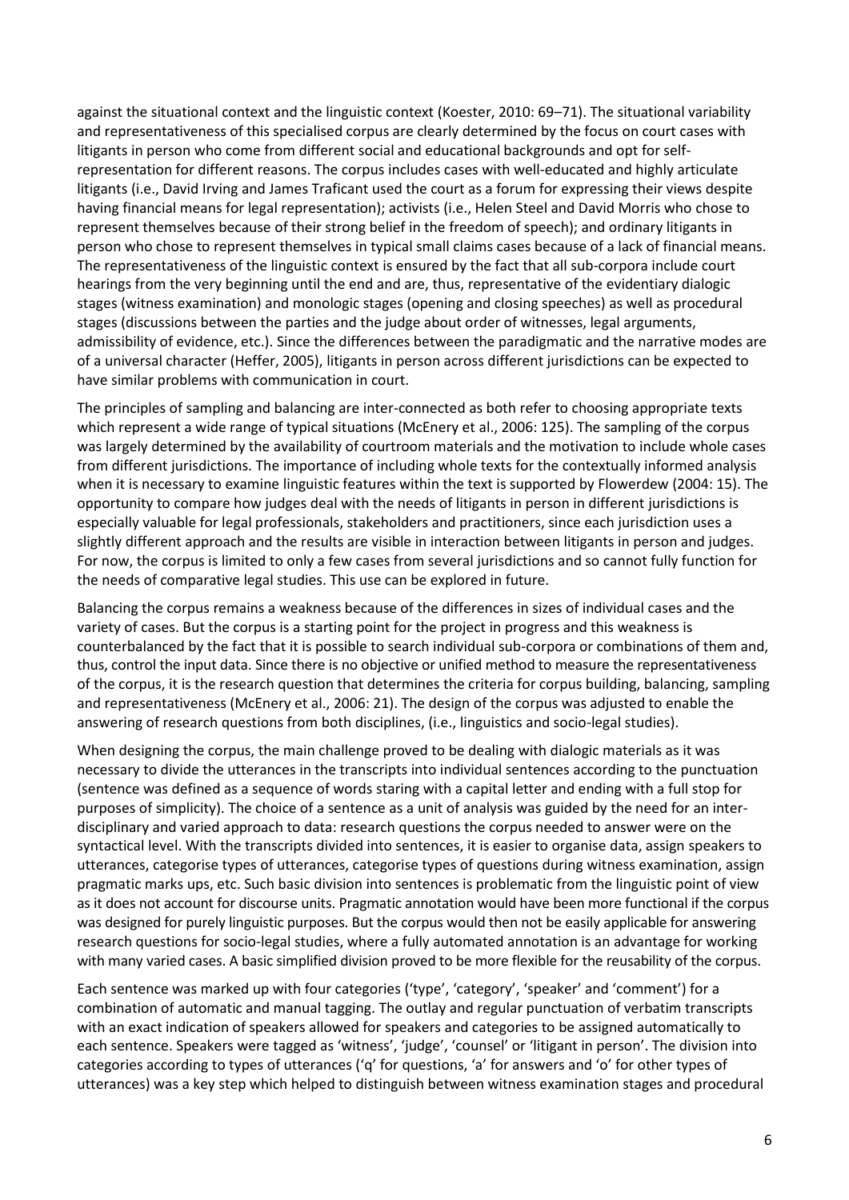against the situational context and the linguistic context (Koester, 2010: 69–71). The situational variability and representativeness of this specialised corpus are clearly determined by the focus on court cases with litigants in person who come from different social and educational backgrounds and opt for self-representation for different reasons. The corpus includes cases with well-educated and highly articulate litigants (i.e., David Irving and James Traficant used the court as a forum for expressing their views despite having financial means for legal representation); activists (i.e., Helen Steel and David Morris who chose to represent themselves because of their strong belief in the freedom of speech); and ordinary litigants in person who chose to represent themselves in typical small claims cases because of a lack of financial means. The representativeness of the linguistic context is ensured by the fact that all sub-corpora include court hearings from the very beginning until the end and are, thus, representative of the evidentiary dialogic stages (witness examination) and monologic stages (opening and closing speeches) as well as procedural stages (discussions between the parties and the judge about order of witnesses, legal arguments, admissibility of evidence, etc.). Since the differences between the paradigmatic and the narrative modes are of a universal character (Heffer, 2005), litigants in person across different jurisdictions can be expected to have similar problems with communication in court.

The principles of sampling and balancing are inter-connected as both refer to choosing appropriate texts which represent a wide range of typical situations (McEnery et al., 2006: 125). The sampling of the corpus was largely determined by the availability of courtroom materials and the motivation to include whole cases from different jurisdictions. The importance of including whole texts for the contextually informed analysis when it is necessary to examine linguistic features within the text is supported by Flowerdew (2004: 15). The opportunity to compare how judges deal with the needs of litigants in person in different jurisdictions is especially valuable for legal professionals, stakeholders and practitioners, since each jurisdiction uses a slightly different approach and the results are visible in interaction between litigants in person and judges. For now, the corpus is limited to only a few cases from several jurisdictions and so cannot fully function for the needs of comparative legal studies. This use can be explored in future.

Balancing the corpus remains a weakness because of the differences in sizes of individual cases and the variety of cases. But the corpus is a starting point for the project in progress and this weakness is counterbalanced by the fact that it is possible to search individual sub-corpora or combinations of them and, thus, control the input data. Since there is no objective or unified method to measure the representativeness of the corpus, it is the research question that determines the criteria for corpus building, balancing, sampling and representativeness (McEnery et al., 2006: 21). The design of the corpus was adjusted to enable the answering of research questions from both disciplines, (i.e., linguistics and socio-legal studies).

When designing the corpus, the main challenge proved to be dealing with dialogic materials as it was necessary to divide the utterances in the transcripts into individual sentences according to the punctuation (sentence was defined as a sequence of words staring with a capital letter and ending with a full stop for purposes of simplicity). The choice of a sentence as a unit of analysis was guided by the need for an inter-disciplinary and varied approach to data: research questions the corpus needed to answer were on the syntactical level. With the transcripts divided into sentences, it is easier to organise data, assign speakers to utterances, categorise types of utterances, categorise types of questions during witness examination, assign pragmatic marks ups, etc. Such basic division into sentences is problematic from the linguistic point of view as it does not account for discourse units. Pragmatic annotation would have been more functional if the corpus was designed for purely linguistic purposes. But the corpus would then not be easily applicable for answering research questions for socio-legal studies, where a fully automated annotation is an advantage for working with many varied cases. A basic simplified division proved to be more flexible for the reusability of the corpus.

Each sentence was marked up with four categories ('type', 'category', 'speaker' and 'comment') for a combination of automatic and manual tagging. The outlay and regular punctuation of verbatim transcripts with an exact indication of speakers allowed for speakers and categories to be assigned automatically to each sentence. Speakers were tagged as 'witness', 'judge', 'counsel' or 'litigant in person'. The division into categories according to types of utterances ('q' for questions, 'a' for answers and 'o' for other types of utterances) was a key step which helped to distinguish between witness examination stages and procedural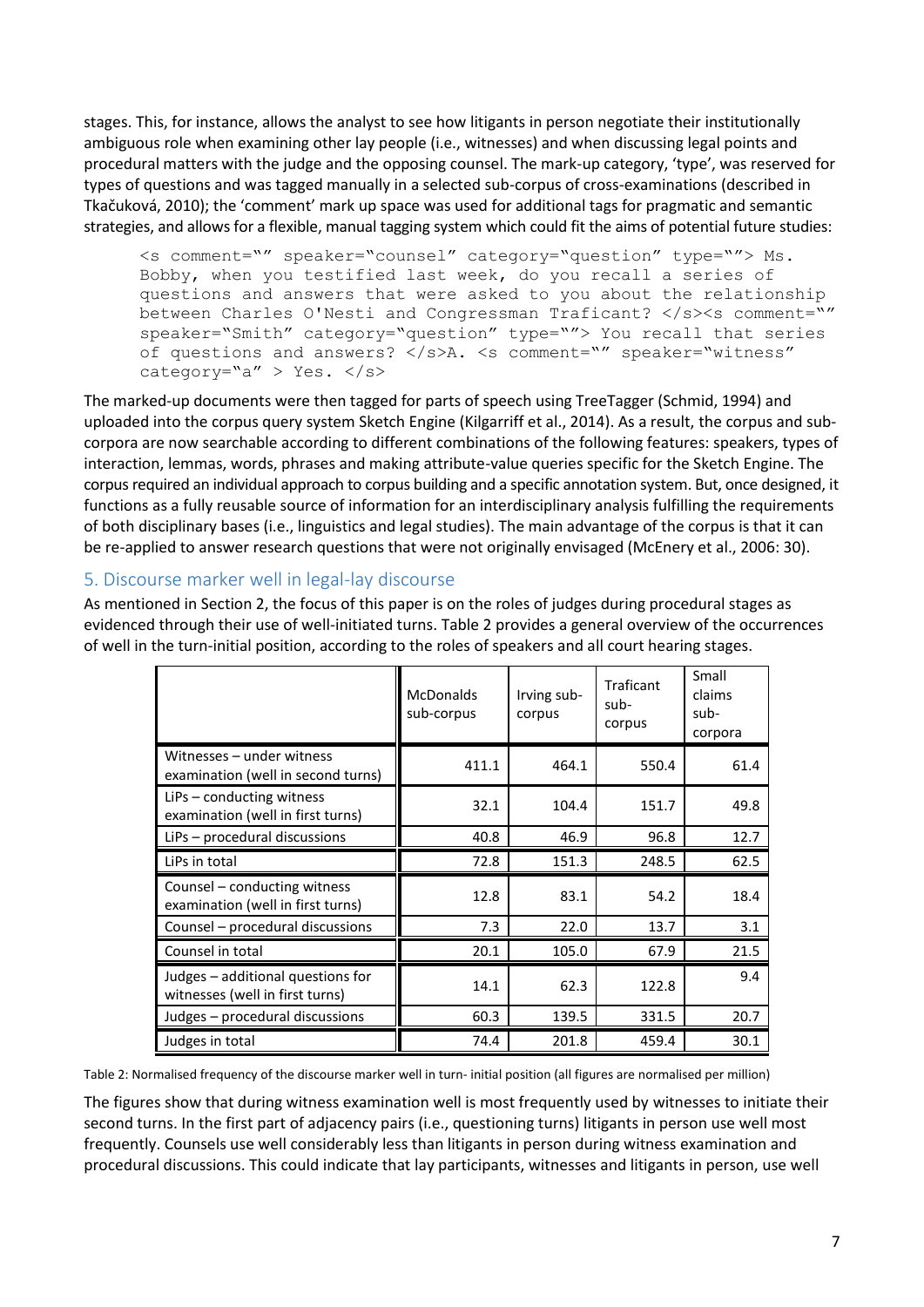stages. This, for instance, allows the analyst to see how litigants in person negotiate their institutionally ambiguous role when examining other lay people (i.e., witnesses) and when discussing legal points and procedural matters with the judge and the opposing counsel. The mark-up category, 'type', was reserved for types of questions and was tagged manually in a selected sub-corpus of cross-examinations (described in Tkačuková, 2010); the 'comment' mark up space was used for additional tags for pragmatic and semantic strategies, and allows for a flexible, manual tagging system which could fit the aims of potential future studies:

```
<s comment="" speaker="counsel" category="question" type=""> Ms. Bobby, when you testified last week, do you recall a series of questions and answers that were asked to you about the relationship between Charles O'Nesti and Congressman Traficant? </s><s comment="" speaker="Smith" category="question" type=""> You recall that series of questions and answers? </s>A. <s comment="" speaker="witness" category="a" > Yes. </s>
```

The marked-up documents were then tagged for parts of speech using TreeTagger (Schmid, 1994) and uploaded into the corpus query system Sketch Engine (Kilgarriff et al., 2014). As a result, the corpus and sub-corpora are now searchable according to different combinations of the following features: speakers, types of interaction, lemmas, words, phrases and making attribute-value queries specific for the Sketch Engine. The corpus required an individual approach to corpus building and a specific annotation system. But, once designed, it functions as a fully reusable source of information for an interdisciplinary analysis fulfilling the requirements of both disciplinary bases (i.e., linguistics and legal studies). The main advantage of the corpus is that it can be re-applied to answer research questions that were not originally envisaged (McEnery et al., 2006: 30).

## 5. Discourse marker well in legal-lay discourse

As mentioned in Section 2, the focus of this paper is on the roles of judges during procedural stages as evidenced through their use of well-initiated turns. Table 2 provides a general overview of the occurrences of well in the turn-initial position, according to the roles of speakers and all court hearing stages.

| | McDonalds sub-corpus | Irving sub-corpus | Traficant sub-corpus | Small claims sub-corpora |
|---|---|---|---|---|
| Witnesses – under witness examination (well in second turns) | 411.1 | 464.1 | 550.4 | 61.4 |
| LiPs – conducting witness examination (well in first turns) | 32.1 | 104.4 | 151.7 | 49.8 |
| LiPs – procedural discussions | 40.8 | 46.9 | 96.8 | 12.7 |
| LiPs in total | 72.8 | 151.3 | 248.5 | 62.5 |
| Counsel – conducting witness examination (well in first turns) | 12.8 | 83.1 | 54.2 | 18.4 |
| Counsel – procedural discussions | 7.3 | 22.0 | 13.7 | 3.1 |
| Counsel in total | 20.1 | 105.0 | 67.9 | 21.5 |
| Judges – additional questions for witnesses (well in first turns) | 14.1 | 62.3 | 122.8 | 9.4 |
| Judges – procedural discussions | 60.3 | 139.5 | 331.5 | 20.7 |
| Judges in total | 74.4 | 201.8 | 459.4 | 30.1 |

Table 2: Normalised frequency of the discourse marker well in turn- initial position (all figures are normalised per million)

The figures show that during witness examination well is most frequently used by witnesses to initiate their second turns. In the first part of adjacency pairs (i.e., questioning turns) litigants in person use well most frequently. Counsels use well considerably less than litigants in person during witness examination and procedural discussions. This could indicate that lay participants, witnesses and litigants in person, use well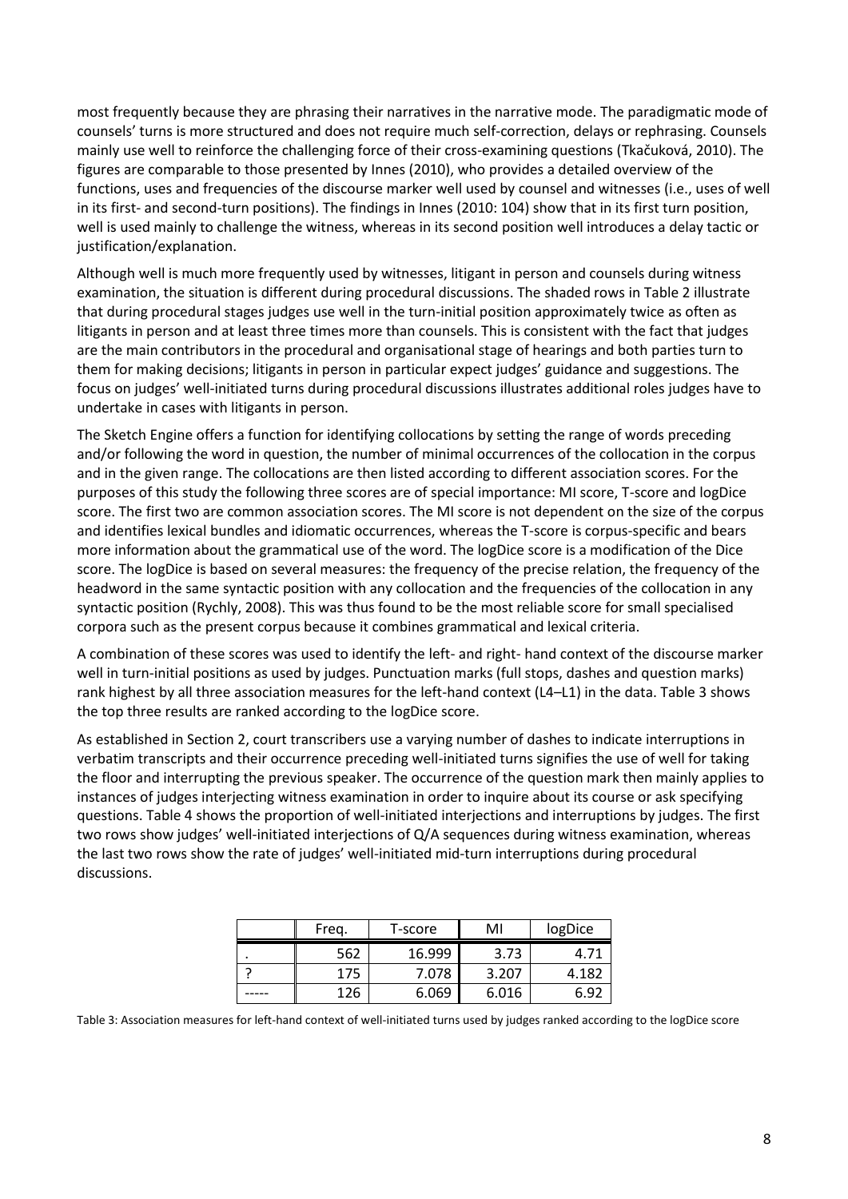most frequently because they are phrasing their narratives in the narrative mode. The paradigmatic mode of counsels' turns is more structured and does not require much self-correction, delays or rephrasing. Counsels mainly use well to reinforce the challenging force of their cross-examining questions (Tkačuková, 2010). The figures are comparable to those presented by Innes (2010), who provides a detailed overview of the functions, uses and frequencies of the discourse marker well used by counsel and witnesses (i.e., uses of well in its first- and second-turn positions). The findings in Innes (2010: 104) show that in its first turn position, well is used mainly to challenge the witness, whereas in its second position well introduces a delay tactic or justification/explanation.

Although well is much more frequently used by witnesses, litigant in person and counsels during witness examination, the situation is different during procedural discussions. The shaded rows in Table 2 illustrate that during procedural stages judges use well in the turn-initial position approximately twice as often as litigants in person and at least three times more than counsels. This is consistent with the fact that judges are the main contributors in the procedural and organisational stage of hearings and both parties turn to them for making decisions; litigants in person in particular expect judges' guidance and suggestions. The focus on judges' well-initiated turns during procedural discussions illustrates additional roles judges have to undertake in cases with litigants in person.

The Sketch Engine offers a function for identifying collocations by setting the range of words preceding and/or following the word in question, the number of minimal occurrences of the collocation in the corpus and in the given range. The collocations are then listed according to different association scores. For the purposes of this study the following three scores are of special importance: MI score, T-score and logDice score. The first two are common association scores. The MI score is not dependent on the size of the corpus and identifies lexical bundles and idiomatic occurrences, whereas the T-score is corpus-specific and bears more information about the grammatical use of the word. The logDice score is a modification of the Dice score. The logDice is based on several measures: the frequency of the precise relation, the frequency of the headword in the same syntactic position with any collocation and the frequencies of the collocation in any syntactic position (Rychly, 2008). This was thus found to be the most reliable score for small specialised corpora such as the present corpus because it combines grammatical and lexical criteria.

A combination of these scores was used to identify the left- and right- hand context of the discourse marker well in turn-initial positions as used by judges. Punctuation marks (full stops, dashes and question marks) rank highest by all three association measures for the left-hand context (L4–L1) in the data. Table 3 shows the top three results are ranked according to the logDice score.

As established in Section 2, court transcribers use a varying number of dashes to indicate interruptions in verbatim transcripts and their occurrence preceding well-initiated turns signifies the use of well for taking the floor and interrupting the previous speaker. The occurrence of the question mark then mainly applies to instances of judges interjecting witness examination in order to inquire about its course or ask specifying questions. Table 4 shows the proportion of well-initiated interjections and interruptions by judges. The first two rows show judges' well-initiated interjections of Q/A sequences during witness examination, whereas the last two rows show the rate of judges' well-initiated mid-turn interruptions during procedural discussions.

| | Freq. | T-score | MI | logDice |
|---|---|---|---|---|
| . | 562 | 16.999 | 3.73 | 4.71 |
| ? | 175 | 7.078 | 3.207 | 4.182 |
| ----- | 126 | 6.069 | 6.016 | 6.92 |

Table 3: Association measures for left-hand context of well-initiated turns used by judges ranked according to the logDice score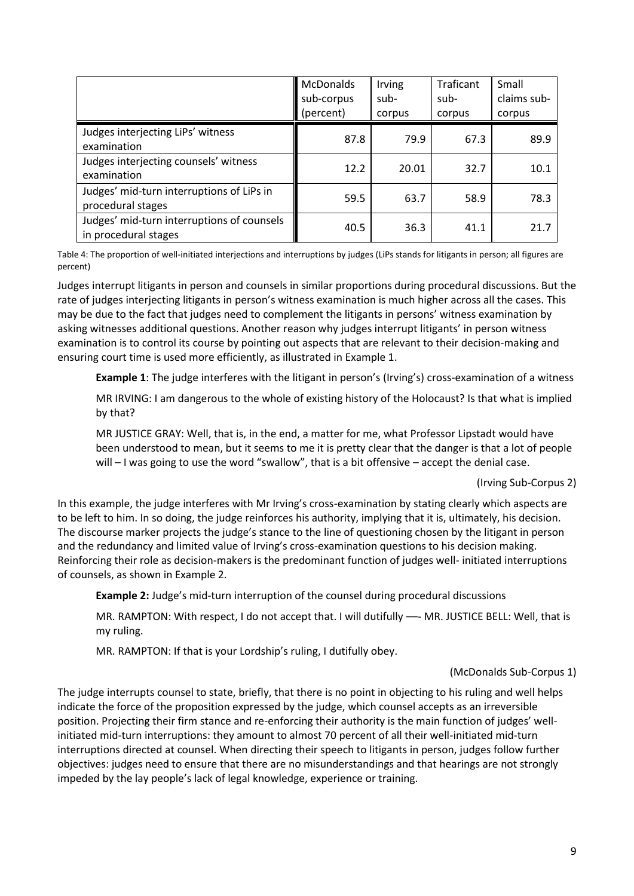| | McDonalds sub-corpus (percent) | Irving sub-corpus | Traficant sub-corpus | Small claims sub-corpus |
|---|---|---|---|---|
| Judges interjecting LiPs' witness examination | 87.8 | 79.9 | 67.3 | 89.9 |
| Judges interjecting counsels' witness examination | 12.2 | 20.01 | 32.7 | 10.1 |
| Judges' mid-turn interruptions of LiPs in procedural stages | 59.5 | 63.7 | 58.9 | 78.3 |
| Judges' mid-turn interruptions of counsels in procedural stages | 40.5 | 36.3 | 41.1 | 21.7 |

Table 4: The proportion of well-initiated interjections and interruptions by judges (LiPs stands for litigants in person; all figures are percent)

Judges interrupt litigants in person and counsels in similar proportions during procedural discussions. But the rate of judges interjecting litigants in person's witness examination is much higher across all the cases. This may be due to the fact that judges need to complement the litigants in persons' witness examination by asking witnesses additional questions. Another reason why judges interrupt litigants' in person witness examination is to control its course by pointing out aspects that are relevant to their decision-making and ensuring court time is used more efficiently, as illustrated in Example 1.

> **Example 1**: The judge interferes with the litigant in person's (Irving's) cross-examination of a witness
>
> MR IRVING: I am dangerous to the whole of existing history of the Holocaust? Is that what is implied by that?
>
> MR JUSTICE GRAY: Well, that is, in the end, a matter for me, what Professor Lipstadt would have been understood to mean, but it seems to me it is pretty clear that the danger is that a lot of people will – I was going to use the word "swallow", that is a bit offensive – accept the denial case.
>
> (Irving Sub-Corpus 2)

In this example, the judge interferes with Mr Irving's cross-examination by stating clearly which aspects are to be left to him. In so doing, the judge reinforces his authority, implying that it is, ultimately, his decision. The discourse marker projects the judge's stance to the line of questioning chosen by the litigant in person and the redundancy and limited value of Irving's cross-examination questions to his decision making. Reinforcing their role as decision-makers is the predominant function of judges well- initiated interruptions of counsels, as shown in Example 2.

> **Example 2:** Judge's mid-turn interruption of the counsel during procedural discussions
>
> MR. RAMPTON: With respect, I do not accept that. I will dutifully —- MR. JUSTICE BELL: Well, that is my ruling.
>
> MR. RAMPTON: If that is your Lordship's ruling, I dutifully obey.
>
> (McDonalds Sub-Corpus 1)

The judge interrupts counsel to state, briefly, that there is no point in objecting to his ruling and well helps indicate the force of the proposition expressed by the judge, which counsel accepts as an irreversible position. Projecting their firm stance and re-enforcing their authority is the main function of judges' well-initiated mid-turn interruptions: they amount to almost 70 percent of all their well-initiated mid-turn interruptions directed at counsel. When directing their speech to litigants in person, judges follow further objectives: judges need to ensure that there are no misunderstandings and that hearings are not strongly impeded by the lay people's lack of legal knowledge, experience or training.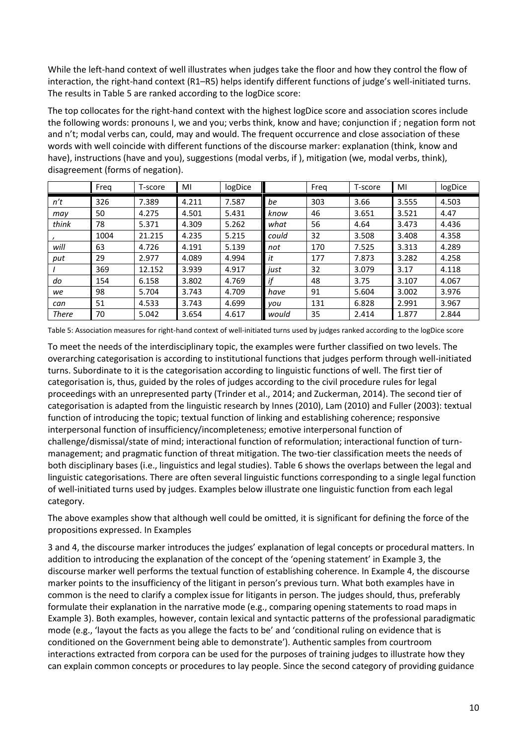While the left-hand context of well illustrates when judges take the floor and how they control the flow of interaction, the right-hand context (R1–R5) helps identify different functions of judge's well-initiated turns. The results in Table 5 are ranked according to the logDice score:

The top collocates for the right-hand context with the highest logDice score and association scores include the following words: pronouns I, we and you; verbs think, know and have; conjunction if ; negation form not and n't; modal verbs can, could, may and would. The frequent occurrence and close association of these words with well coincide with different functions of the discourse marker: explanation (think, know and have), instructions (have and you), suggestions (modal verbs, if ), mitigation (we, modal verbs, think), disagreement (forms of negation).

| | Freq | T-score | MI | logDice | | Freq | T-score | MI | logDice |
|---|---|---|---|---|---|---|---|---|---|
| *n't* | 326 | 7.389 | 4.211 | 7.587 | *be* | 303 | 3.66 | 3.555 | 4.503 |
| *may* | 50 | 4.275 | 4.501 | 5.431 | *know* | 46 | 3.651 | 3.521 | 4.47 |
| *think* | 78 | 5.371 | 4.309 | 5.262 | *what* | 56 | 4.64 | 3.473 | 4.436 |
| *,* | 1004 | 21.215 | 4.235 | 5.215 | *could* | 32 | 3.508 | 3.408 | 4.358 |
| *will* | 63 | 4.726 | 4.191 | 5.139 | *not* | 170 | 7.525 | 3.313 | 4.289 |
| *put* | 29 | 2.977 | 4.089 | 4.994 | *it* | 177 | 7.873 | 3.282 | 4.258 |
| *I* | 369 | 12.152 | 3.939 | 4.917 | *just* | 32 | 3.079 | 3.17 | 4.118 |
| *do* | 154 | 6.158 | 3.802 | 4.769 | *if* | 48 | 3.75 | 3.107 | 4.067 |
| *we* | 98 | 5.704 | 3.743 | 4.709 | *have* | 91 | 5.604 | 3.002 | 3.976 |
| *can* | 51 | 4.533 | 3.743 | 4.699 | *you* | 131 | 6.828 | 2.991 | 3.967 |
| *There* | 70 | 5.042 | 3.654 | 4.617 | *would* | 35 | 2.414 | 1.877 | 2.844 |

Table 5: Association measures for right-hand context of well-initiated turns used by judges ranked according to the logDice score

To meet the needs of the interdisciplinary topic, the examples were further classified on two levels. The overarching categorisation is according to institutional functions that judges perform through well-initiated turns. Subordinate to it is the categorisation according to linguistic functions of well. The first tier of categorisation is, thus, guided by the roles of judges according to the civil procedure rules for legal proceedings with an unrepresented party (Trinder et al., 2014; and Zuckerman, 2014). The second tier of categorisation is adapted from the linguistic research by Innes (2010), Lam (2010) and Fuller (2003): textual function of introducing the topic; textual function of linking and establishing coherence; responsive interpersonal function of insufficiency/incompleteness; emotive interpersonal function of challenge/dismissal/state of mind; interactional function of reformulation; interactional function of turn-management; and pragmatic function of threat mitigation. The two-tier classification meets the needs of both disciplinary bases (i.e., linguistics and legal studies). Table 6 shows the overlaps between the legal and linguistic categorisations. There are often several linguistic functions corresponding to a single legal function of well-initiated turns used by judges. Examples below illustrate one linguistic function from each legal category.

The above examples show that although well could be omitted, it is significant for defining the force of the propositions expressed. In Examples

3 and 4, the discourse marker introduces the judges' explanation of legal concepts or procedural matters. In addition to introducing the explanation of the concept of the 'opening statement' in Example 3, the discourse marker well performs the textual function of establishing coherence. In Example 4, the discourse marker points to the insufficiency of the litigant in person's previous turn. What both examples have in common is the need to clarify a complex issue for litigants in person. The judges should, thus, preferably formulate their explanation in the narrative mode (e.g., comparing opening statements to road maps in Example 3). Both examples, however, contain lexical and syntactic patterns of the professional paradigmatic mode (e.g., 'layout the facts as you allege the facts to be' and 'conditional ruling on evidence that is conditioned on the Government being able to demonstrate'). Authentic samples from courtroom interactions extracted from corpora can be used for the purposes of training judges to illustrate how they can explain common concepts or procedures to lay people. Since the second category of providing guidance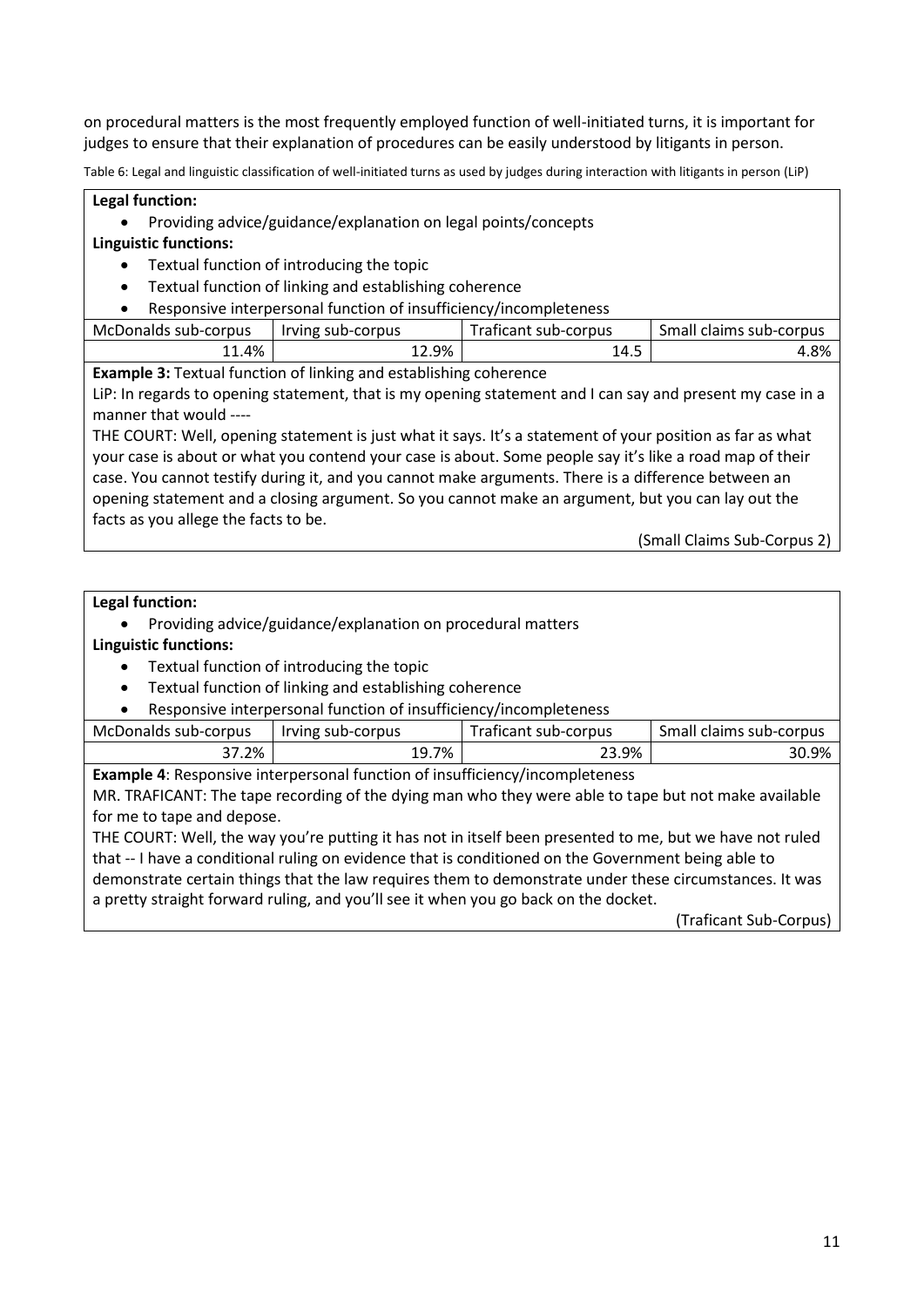on procedural matters is the most frequently employed function of well-initiated turns, it is important for judges to ensure that their explanation of procedures can be easily understood by litigants in person.

Table 6: Legal and linguistic classification of well-initiated turns as used by judges during interaction with litigants in person (LiP)

**Legal function:**

- Providing advice/guidance/explanation on legal points/concepts

**Linguistic functions:**

- Textual function of introducing the topic
- Textual function of linking and establishing coherence
- Responsive interpersonal function of insufficiency/incompleteness

| McDonalds sub-corpus | Irving sub-corpus | Traficant sub-corpus | Small claims sub-corpus |
|---|---|---|---|
| 11.4% | 12.9% | 14.5 | 4.8% |

**Example 3:** Textual function of linking and establishing coherence

LiP: In regards to opening statement, that is my opening statement and I can say and present my case in a manner that would ----

THE COURT: Well, opening statement is just what it says. It's a statement of your position as far as what your case is about or what you contend your case is about. Some people say it's like a road map of their case. You cannot testify during it, and you cannot make arguments. There is a difference between an opening statement and a closing argument. So you cannot make an argument, but you can lay out the facts as you allege the facts to be.

(Small Claims Sub-Corpus 2)

**Legal function:**

- Providing advice/guidance/explanation on procedural matters

**Linguistic functions:**

- Textual function of introducing the topic
- Textual function of linking and establishing coherence
- Responsive interpersonal function of insufficiency/incompleteness

| McDonalds sub-corpus | Irving sub-corpus | Traficant sub-corpus | Small claims sub-corpus |
|---|---|---|---|
| 37.2% | 19.7% | 23.9% | 30.9% |

**Example 4**: Responsive interpersonal function of insufficiency/incompleteness

MR. TRAFICANT: The tape recording of the dying man who they were able to tape but not make available for me to tape and depose.

THE COURT: Well, the way you're putting it has not in itself been presented to me, but we have not ruled that -- I have a conditional ruling on evidence that is conditioned on the Government being able to demonstrate certain things that the law requires them to demonstrate under these circumstances. It was a pretty straight forward ruling, and you'll see it when you go back on the docket.

(Traficant Sub-Corpus)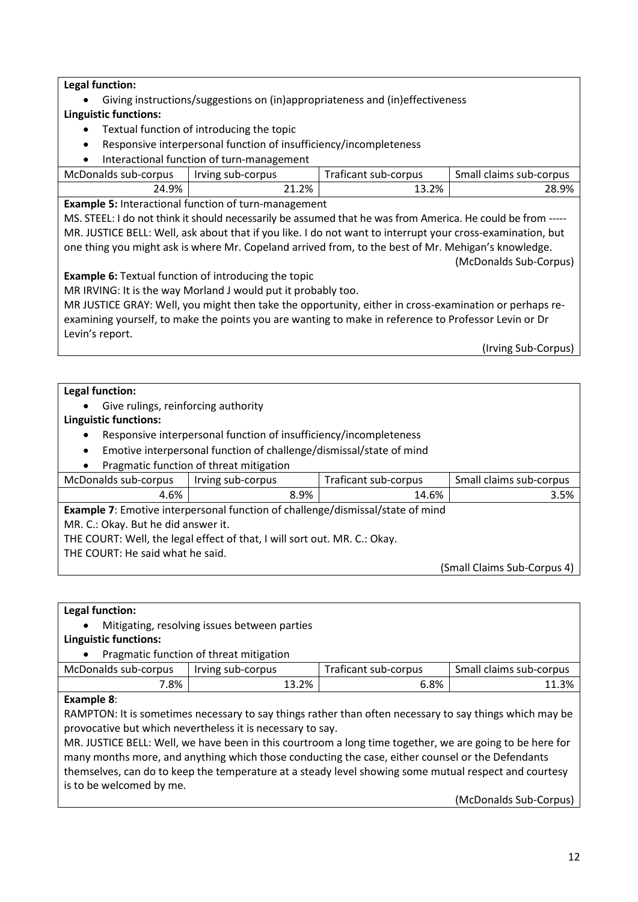**Legal function:**

- Giving instructions/suggestions on (in)appropriateness and (in)effectiveness

**Linguistic functions:**

- Textual function of introducing the topic
- Responsive interpersonal function of insufficiency/incompleteness
- Interactional function of turn-management

| McDonalds sub-corpus | Irving sub-corpus | Traficant sub-corpus | Small claims sub-corpus |
|---|---|---|---|
| 24.9% | 21.2% | 13.2% | 28.9% |

**Example 5:** Interactional function of turn-management

MS. STEEL: I do not think it should necessarily be assumed that he was from America. He could be from -----

MR. JUSTICE BELL: Well, ask about that if you like. I do not want to interrupt your cross-examination, but one thing you might ask is where Mr. Copeland arrived from, to the best of Mr. Mehigan's knowledge.

(McDonalds Sub-Corpus)

**Example 6:** Textual function of introducing the topic

MR IRVING: It is the way Morland J would put it probably too.

MR JUSTICE GRAY: Well, you might then take the opportunity, either in cross-examination or perhaps re-examining yourself, to make the points you are wanting to make in reference to Professor Levin or Dr Levin's report.

(Irving Sub-Corpus)

**Legal function:**

- Give rulings, reinforcing authority

**Linguistic functions:**

- Responsive interpersonal function of insufficiency/incompleteness
- Emotive interpersonal function of challenge/dismissal/state of mind
- Pragmatic function of threat mitigation

| McDonalds sub-corpus | Irving sub-corpus | Traficant sub-corpus | Small claims sub-corpus |
|---|---|---|---|
| 4.6% | 8.9% | 14.6% | 3.5% |

**Example 7**: Emotive interpersonal function of challenge/dismissal/state of mind

MR. C.: Okay. But he did answer it.

THE COURT: Well, the legal effect of that, I will sort out. MR. C.: Okay.

THE COURT: He said what he said.

(Small Claims Sub-Corpus 4)

**Legal function:**

- Mitigating, resolving issues between parties

**Linguistic functions:**

- Pragmatic function of threat mitigation

| McDonalds sub-corpus | Irving sub-corpus | Traficant sub-corpus | Small claims sub-corpus |
|---|---|---|---|
| 7.8% | 13.2% | 6.8% | 11.3% |

**Example 8**:

RAMPTON: It is sometimes necessary to say things rather than often necessary to say things which may be provocative but which nevertheless it is necessary to say.

MR. JUSTICE BELL: Well, we have been in this courtroom a long time together, we are going to be here for many months more, and anything which those conducting the case, either counsel or the Defendants themselves, can do to keep the temperature at a steady level showing some mutual respect and courtesy is to be welcomed by me.

(McDonalds Sub-Corpus)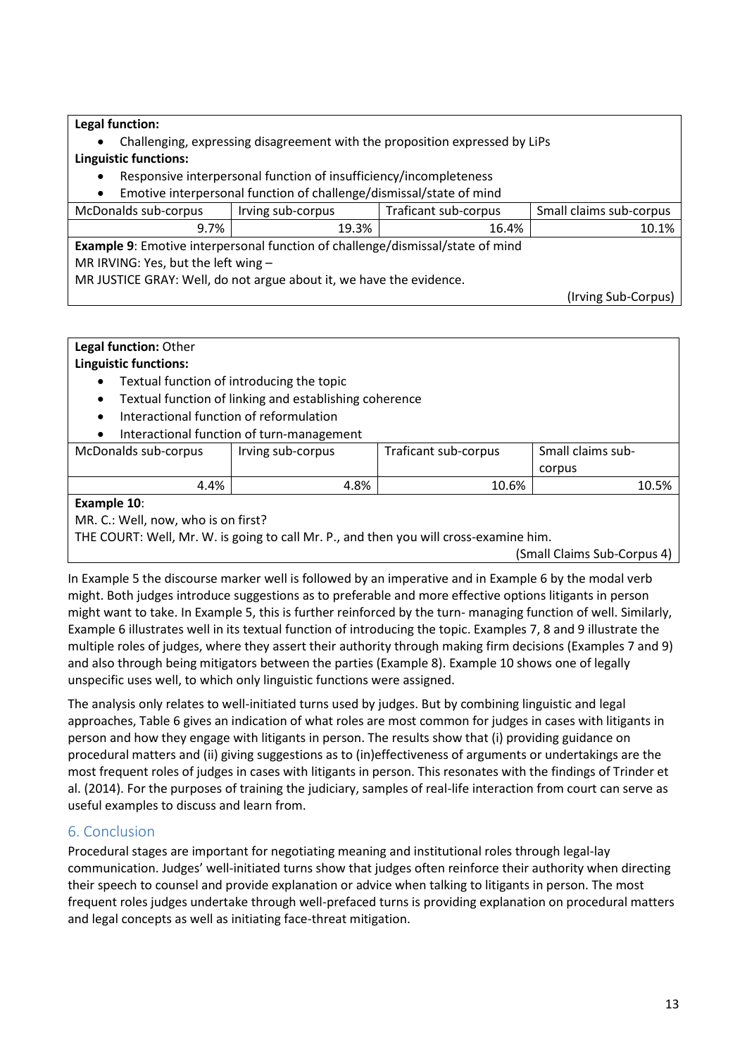**Legal function:**

- Challenging, expressing disagreement with the proposition expressed by LiPs

**Linguistic functions:**

- Responsive interpersonal function of insufficiency/incompleteness
- Emotive interpersonal function of challenge/dismissal/state of mind

| McDonalds sub-corpus | Irving sub-corpus | Traficant sub-corpus | Small claims sub-corpus |
|---|---|---|---|
| 9.7% | 19.3% | 16.4% | 10.1% |

**Example 9**: Emotive interpersonal function of challenge/dismissal/state of mind

MR IRVING: Yes, but the left wing –

MR JUSTICE GRAY: Well, do not argue about it, we have the evidence.

(Irving Sub-Corpus)

**Legal function:** Other

**Linguistic functions:**

- Textual function of introducing the topic
- Textual function of linking and establishing coherence
- Interactional function of reformulation
- Interactional function of turn-management

| McDonalds sub-corpus | Irving sub-corpus | Traficant sub-corpus | Small claims sub-corpus |
|---|---|---|---|
| 4.4% | 4.8% | 10.6% | 10.5% |

**Example 10**:

MR. C.: Well, now, who is on first?

THE COURT: Well, Mr. W. is going to call Mr. P., and then you will cross-examine him.

(Small Claims Sub-Corpus 4)

In Example 5 the discourse marker well is followed by an imperative and in Example 6 by the modal verb might. Both judges introduce suggestions as to preferable and more effective options litigants in person might want to take. In Example 5, this is further reinforced by the turn- managing function of well. Similarly, Example 6 illustrates well in its textual function of introducing the topic. Examples 7, 8 and 9 illustrate the multiple roles of judges, where they assert their authority through making firm decisions (Examples 7 and 9) and also through being mitigators between the parties (Example 8). Example 10 shows one of legally unspecific uses well, to which only linguistic functions were assigned.

The analysis only relates to well-initiated turns used by judges. But by combining linguistic and legal approaches, Table 6 gives an indication of what roles are most common for judges in cases with litigants in person and how they engage with litigants in person. The results show that (i) providing guidance on procedural matters and (ii) giving suggestions as to (in)effectiveness of arguments or undertakings are the most frequent roles of judges in cases with litigants in person. This resonates with the findings of Trinder et al. (2014). For the purposes of training the judiciary, samples of real-life interaction from court can serve as useful examples to discuss and learn from.

## 6. Conclusion

Procedural stages are important for negotiating meaning and institutional roles through legal-lay communication. Judges' well-initiated turns show that judges often reinforce their authority when directing their speech to counsel and provide explanation or advice when talking to litigants in person. The most frequent roles judges undertake through well-prefaced turns is providing explanation on procedural matters and legal concepts as well as initiating face-threat mitigation.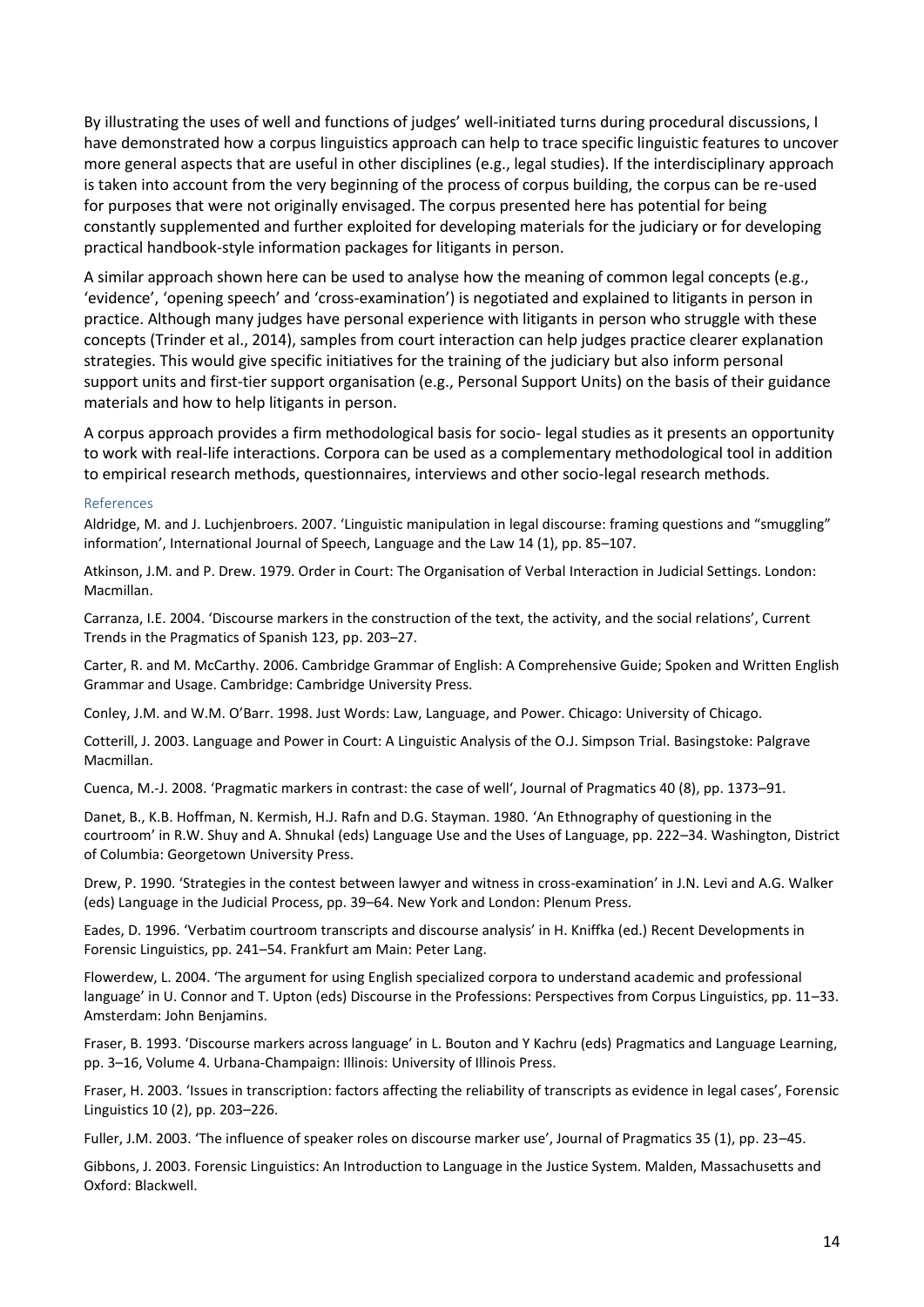By illustrating the uses of well and functions of judges' well-initiated turns during procedural discussions, I have demonstrated how a corpus linguistics approach can help to trace specific linguistic features to uncover more general aspects that are useful in other disciplines (e.g., legal studies). If the interdisciplinary approach is taken into account from the very beginning of the process of corpus building, the corpus can be re-used for purposes that were not originally envisaged. The corpus presented here has potential for being constantly supplemented and further exploited for developing materials for the judiciary or for developing practical handbook-style information packages for litigants in person.

A similar approach shown here can be used to analyse how the meaning of common legal concepts (e.g., 'evidence', 'opening speech' and 'cross-examination') is negotiated and explained to litigants in person in practice. Although many judges have personal experience with litigants in person who struggle with these concepts (Trinder et al., 2014), samples from court interaction can help judges practice clearer explanation strategies. This would give specific initiatives for the training of the judiciary but also inform personal support units and first-tier support organisation (e.g., Personal Support Units) on the basis of their guidance materials and how to help litigants in person.

A corpus approach provides a firm methodological basis for socio- legal studies as it presents an opportunity to work with real-life interactions. Corpora can be used as a complementary methodological tool in addition to empirical research methods, questionnaires, interviews and other socio-legal research methods.

## References

Aldridge, M. and J. Luchjenbroers. 2007. 'Linguistic manipulation in legal discourse: framing questions and "smuggling" information', International Journal of Speech, Language and the Law 14 (1), pp. 85–107.

Atkinson, J.M. and P. Drew. 1979. Order in Court: The Organisation of Verbal Interaction in Judicial Settings. London: Macmillan.

Carranza, I.E. 2004. 'Discourse markers in the construction of the text, the activity, and the social relations', Current Trends in the Pragmatics of Spanish 123, pp. 203–27.

Carter, R. and M. McCarthy. 2006. Cambridge Grammar of English: A Comprehensive Guide; Spoken and Written English Grammar and Usage. Cambridge: Cambridge University Press.

Conley, J.M. and W.M. O'Barr. 1998. Just Words: Law, Language, and Power. Chicago: University of Chicago.

Cotterill, J. 2003. Language and Power in Court: A Linguistic Analysis of the O.J. Simpson Trial. Basingstoke: Palgrave Macmillan.

Cuenca, M.-J. 2008. 'Pragmatic markers in contrast: the case of well', Journal of Pragmatics 40 (8), pp. 1373–91.

Danet, B., K.B. Hoffman, N. Kermish, H.J. Rafn and D.G. Stayman. 1980. 'An Ethnography of questioning in the courtroom' in R.W. Shuy and A. Shnukal (eds) Language Use and the Uses of Language, pp. 222–34. Washington, District of Columbia: Georgetown University Press.

Drew, P. 1990. 'Strategies in the contest between lawyer and witness in cross-examination' in J.N. Levi and A.G. Walker (eds) Language in the Judicial Process, pp. 39–64. New York and London: Plenum Press.

Eades, D. 1996. 'Verbatim courtroom transcripts and discourse analysis' in H. Kniffka (ed.) Recent Developments in Forensic Linguistics, pp. 241–54. Frankfurt am Main: Peter Lang.

Flowerdew, L. 2004. 'The argument for using English specialized corpora to understand academic and professional language' in U. Connor and T. Upton (eds) Discourse in the Professions: Perspectives from Corpus Linguistics, pp. 11–33. Amsterdam: John Benjamins.

Fraser, B. 1993. 'Discourse markers across language' in L. Bouton and Y Kachru (eds) Pragmatics and Language Learning, pp. 3–16, Volume 4. Urbana-Champaign: Illinois: University of Illinois Press.

Fraser, H. 2003. 'Issues in transcription: factors affecting the reliability of transcripts as evidence in legal cases', Forensic Linguistics 10 (2), pp. 203–226.

Fuller, J.M. 2003. 'The influence of speaker roles on discourse marker use', Journal of Pragmatics 35 (1), pp. 23–45.

Gibbons, J. 2003. Forensic Linguistics: An Introduction to Language in the Justice System. Malden, Massachusetts and Oxford: Blackwell.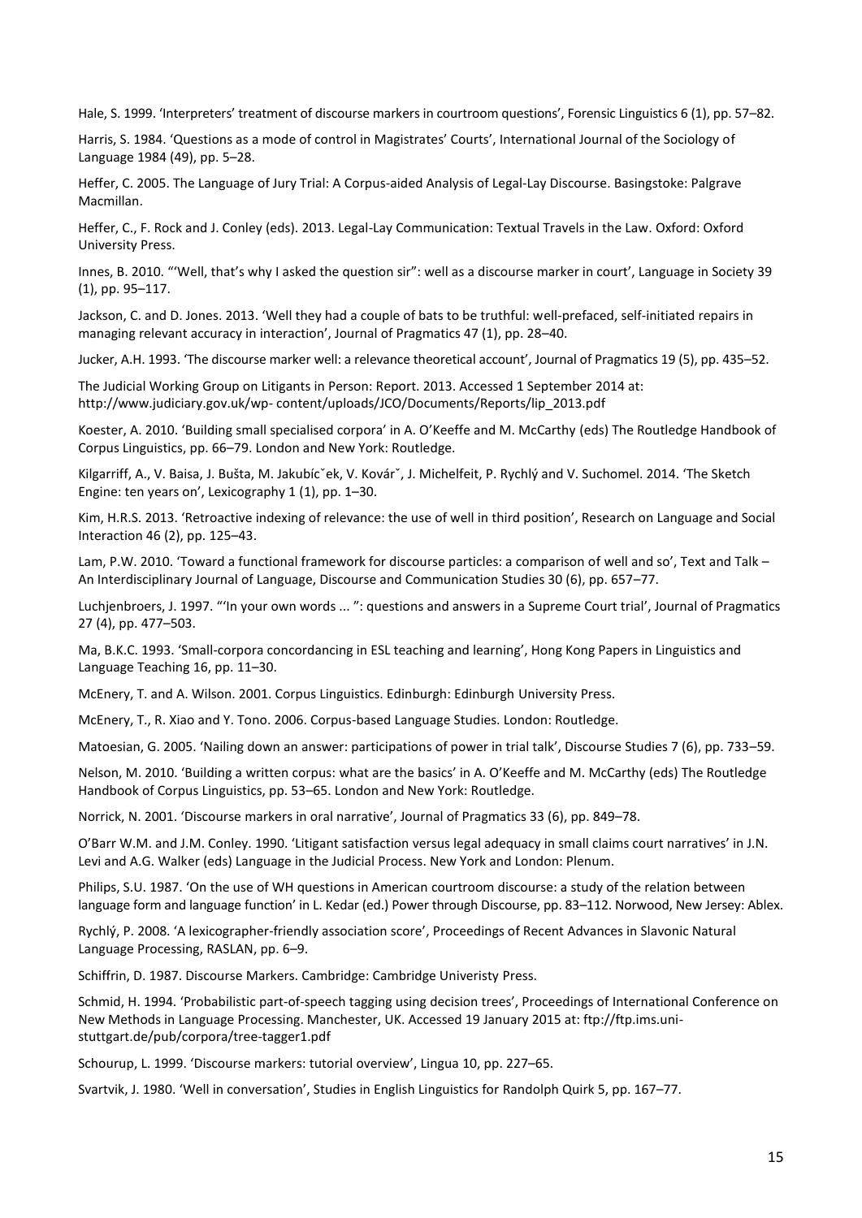Hale, S. 1999. 'Interpreters' treatment of discourse markers in courtroom questions', Forensic Linguistics 6 (1), pp. 57–82.

Harris, S. 1984. 'Questions as a mode of control in Magistrates' Courts', International Journal of the Sociology of Language 1984 (49), pp. 5–28.

Heffer, C. 2005. The Language of Jury Trial: A Corpus-aided Analysis of Legal-Lay Discourse. Basingstoke: Palgrave Macmillan.

Heffer, C., F. Rock and J. Conley (eds). 2013. Legal-Lay Communication: Textual Travels in the Law. Oxford: Oxford University Press.

Innes, B. 2010. "'Well, that's why I asked the question sir": well as a discourse marker in court', Language in Society 39 (1), pp. 95–117.

Jackson, C. and D. Jones. 2013. 'Well they had a couple of bats to be truthful: well-prefaced, self-initiated repairs in managing relevant accuracy in interaction', Journal of Pragmatics 47 (1), pp. 28–40.

Jucker, A.H. 1993. 'The discourse marker well: a relevance theoretical account', Journal of Pragmatics 19 (5), pp. 435–52.

The Judicial Working Group on Litigants in Person: Report. 2013. Accessed 1 September 2014 at: http://www.judiciary.gov.uk/wp- content/uploads/JCO/Documents/Reports/lip_2013.pdf

Koester, A. 2010. 'Building small specialised corpora' in A. O'Keeffe and M. McCarthy (eds) The Routledge Handbook of Corpus Linguistics, pp. 66–79. London and New York: Routledge.

Kilgarriff, A., V. Baisa, J. Bušta, M. Jakubícˇek, V. Kovárˇ, J. Michelfeit, P. Rychlý and V. Suchomel. 2014. 'The Sketch Engine: ten years on', Lexicography 1 (1), pp. 1–30.

Kim, H.R.S. 2013. 'Retroactive indexing of relevance: the use of well in third position', Research on Language and Social Interaction 46 (2), pp. 125–43.

Lam, P.W. 2010. 'Toward a functional framework for discourse particles: a comparison of well and so', Text and Talk – An Interdisciplinary Journal of Language, Discourse and Communication Studies 30 (6), pp. 657–77.

Luchjenbroers, J. 1997. "'In your own words ... ": questions and answers in a Supreme Court trial', Journal of Pragmatics 27 (4), pp. 477–503.

Ma, B.K.C. 1993. 'Small-corpora concordancing in ESL teaching and learning', Hong Kong Papers in Linguistics and Language Teaching 16, pp. 11–30.

McEnery, T. and A. Wilson. 2001. Corpus Linguistics. Edinburgh: Edinburgh University Press.

McEnery, T., R. Xiao and Y. Tono. 2006. Corpus-based Language Studies. London: Routledge.

Matoesian, G. 2005. 'Nailing down an answer: participations of power in trial talk', Discourse Studies 7 (6), pp. 733–59.

Nelson, M. 2010. 'Building a written corpus: what are the basics' in A. O'Keeffe and M. McCarthy (eds) The Routledge Handbook of Corpus Linguistics, pp. 53–65. London and New York: Routledge.

Norrick, N. 2001. 'Discourse markers in oral narrative', Journal of Pragmatics 33 (6), pp. 849–78.

O'Barr W.M. and J.M. Conley. 1990. 'Litigant satisfaction versus legal adequacy in small claims court narratives' in J.N. Levi and A.G. Walker (eds) Language in the Judicial Process. New York and London: Plenum.

Philips, S.U. 1987. 'On the use of WH questions in American courtroom discourse: a study of the relation between language form and language function' in L. Kedar (ed.) Power through Discourse, pp. 83–112. Norwood, New Jersey: Ablex.

Rychlý, P. 2008. 'A lexicographer-friendly association score', Proceedings of Recent Advances in Slavonic Natural Language Processing, RASLAN, pp. 6–9.

Schiffrin, D. 1987. Discourse Markers. Cambridge: Cambridge Univeristy Press.

Schmid, H. 1994. 'Probabilistic part-of-speech tagging using decision trees', Proceedings of International Conference on New Methods in Language Processing. Manchester, UK. Accessed 19 January 2015 at: ftp://ftp.ims.uni-stuttgart.de/pub/corpora/tree-tagger1.pdf

Schourup, L. 1999. 'Discourse markers: tutorial overview', Lingua 10, pp. 227–65.

Svartvik, J. 1980. 'Well in conversation', Studies in English Linguistics for Randolph Quirk 5, pp. 167–77.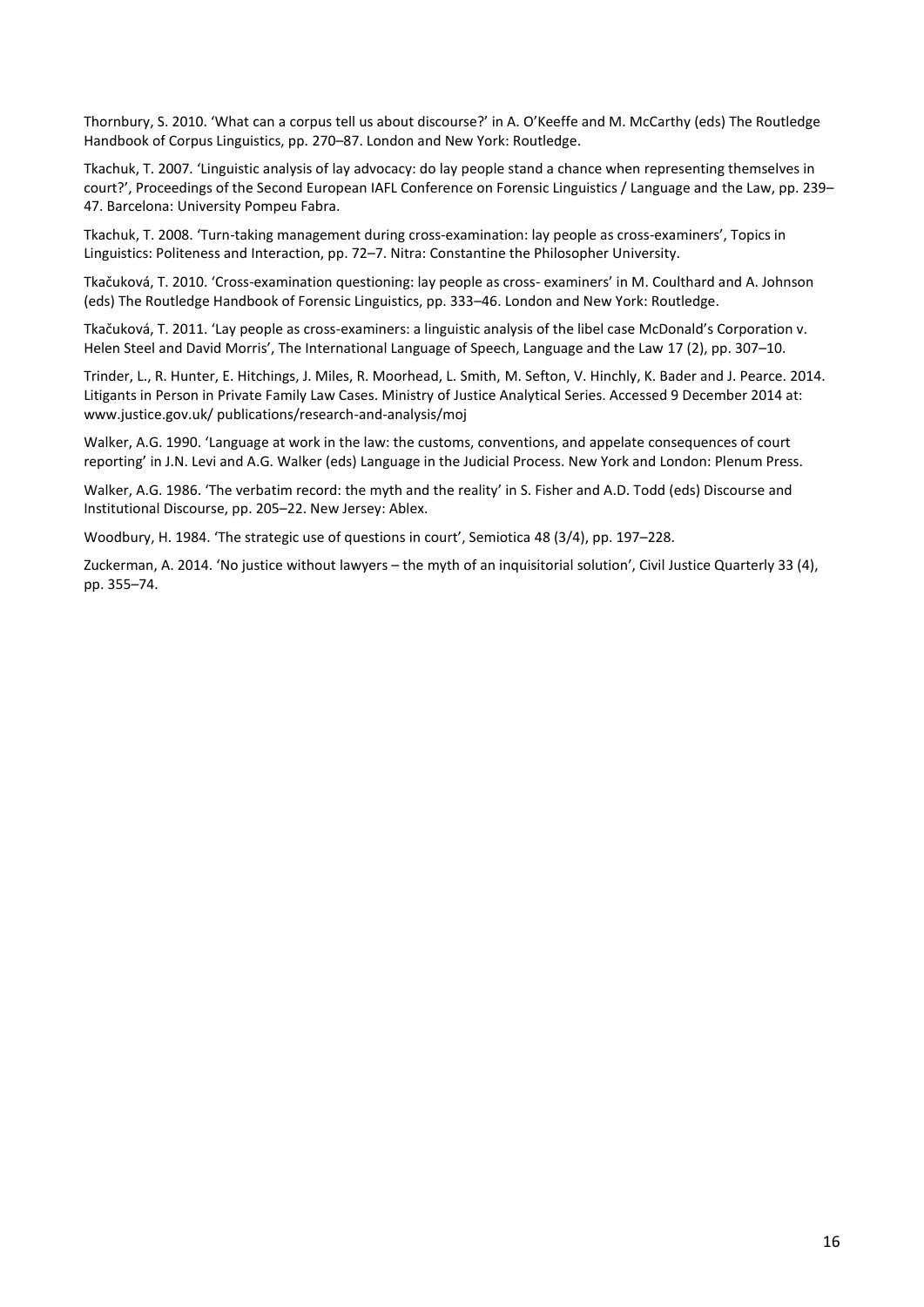Thornbury, S. 2010. 'What can a corpus tell us about discourse?' in A. O'Keeffe and M. McCarthy (eds) The Routledge Handbook of Corpus Linguistics, pp. 270–87. London and New York: Routledge.

Tkachuk, T. 2007. 'Linguistic analysis of lay advocacy: do lay people stand a chance when representing themselves in court?', Proceedings of the Second European IAFL Conference on Forensic Linguistics / Language and the Law, pp. 239–47. Barcelona: University Pompeu Fabra.

Tkachuk, T. 2008. 'Turn-taking management during cross-examination: lay people as cross-examiners', Topics in Linguistics: Politeness and Interaction, pp. 72–7. Nitra: Constantine the Philosopher University.

Tkačuková, T. 2010. 'Cross-examination questioning: lay people as cross- examiners' in M. Coulthard and A. Johnson (eds) The Routledge Handbook of Forensic Linguistics, pp. 333–46. London and New York: Routledge.

Tkačuková, T. 2011. 'Lay people as cross-examiners: a linguistic analysis of the libel case McDonald's Corporation v. Helen Steel and David Morris', The International Language of Speech, Language and the Law 17 (2), pp. 307–10.

Trinder, L., R. Hunter, E. Hitchings, J. Miles, R. Moorhead, L. Smith, M. Sefton, V. Hinchly, K. Bader and J. Pearce. 2014. Litigants in Person in Private Family Law Cases. Ministry of Justice Analytical Series. Accessed 9 December 2014 at: www.justice.gov.uk/ publications/research-and-analysis/moj

Walker, A.G. 1990. 'Language at work in the law: the customs, conventions, and appelate consequences of court reporting' in J.N. Levi and A.G. Walker (eds) Language in the Judicial Process. New York and London: Plenum Press.

Walker, A.G. 1986. 'The verbatim record: the myth and the reality' in S. Fisher and A.D. Todd (eds) Discourse and Institutional Discourse, pp. 205–22. New Jersey: Ablex.

Woodbury, H. 1984. 'The strategic use of questions in court', Semiotica 48 (3/4), pp. 197–228.

Zuckerman, A. 2014. 'No justice without lawyers – the myth of an inquisitorial solution', Civil Justice Quarterly 33 (4), pp. 355–74.